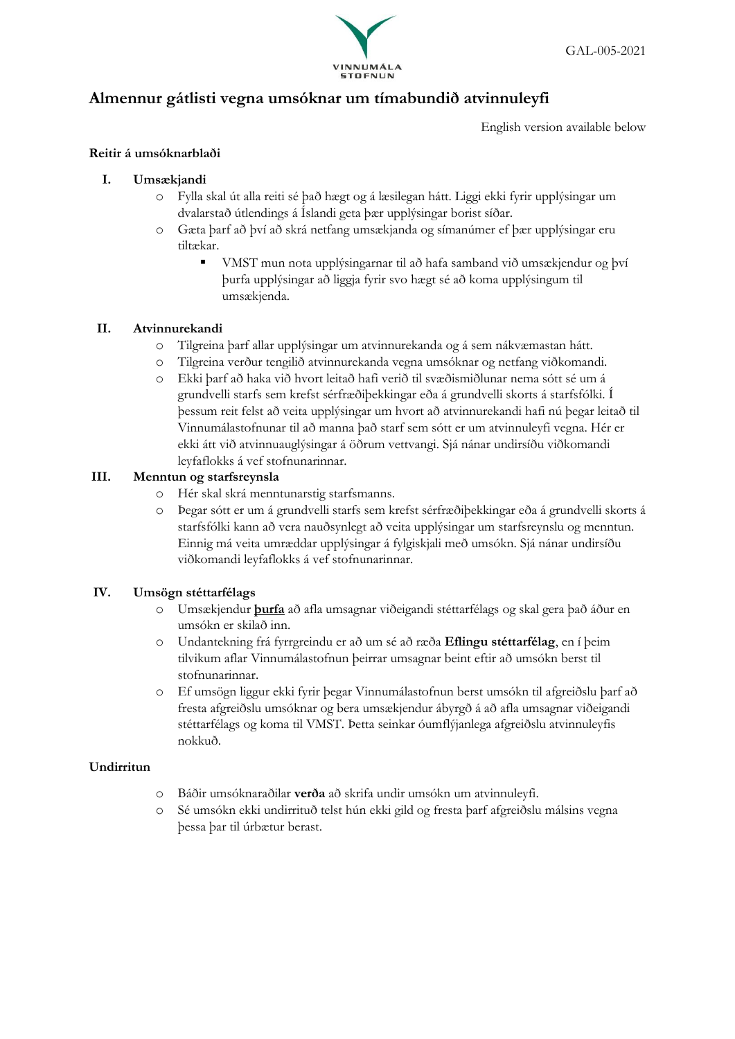GAL-005-2021

# Almennur gátlisti vegna umsóknar um tímabundið atvinnuleyfi

English version available below

**Reitir á umsóknarblaði**

## I. Umsækjandi

- Fylla skal út alla reiti sé það hægt og á læsilegan hátt. Liggi ekki fyrir upplýsingar um dvalarstað útlendings á Íslandi geta þær upplýsingar borist síðar.
- Gæta þarf að því að skrá netfang umsækjanda og símanúmer ef þær upplýsingar eru tiltækar.
  - VMST mun nota upplýsingarnar til að hafa samband við umsækjendur og því þurfa upplýsingar að liggja fyrir svo hægt sé að koma upplýsingum til umsækjenda.

## II. Atvinnurekandi

- Tilgreina þarf allar upplýsingar um atvinnurekanda og á sem nákvæmastan hátt.
- Tilgreina verður tengilið atvinnurekanda vegna umsóknar og netfang viðkomandi.
- Ekki þarf að haka við hvort leitað hafi verið til svæðismiðlunar nema sótt sé um á grundvelli starfs sem krefst sérfræðiþekkingar eða á grundvelli skorts á starfsfólki. Í þessum reit felst að veita upplýsingar um hvort að atvinnurekandi hafi nú þegar leitað til Vinnumálastofnunar til að manna það starf sem sótt er um atvinnuleyfi vegna. Hér er ekki átt við atvinnuauglýsingar á öðrum vettvangi. Sjá nánar undirsíðu viðkomandi leyfaflokks á vef stofnunarinnar.

## III. Menntun og starfsreynsla

- Hér skal skrá menntunarstig starfsmanns.
- Þegar sótt er um á grundvelli starfs sem krefst sérfræðiþekkingar eða á grundvelli skorts á starfsfólki kann að vera nauðsynlegt að veita upplýsingar um starfsreynslu og menntun. Einnig má veita umræddar upplýsingar á fylgiskjali með umsókn. Sjá nánar undirsíðu viðkomandi leyfaflokks á vef stofnunarinnar.

## IV. Umsögn stéttarfélags

- Umsækjendur **<u>þurfa</u>** að afla umsagnar viðeigandi stéttarfélags og skal gera það áður en umsókn er skilað inn.
- Undantekning frá fyrrgreindu er að um sé að ræða **Eflingu stéttarfélag**, en í þeim tilvikum aflar Vinnumálastofnun þeirrar umsagnar beint eftir að umsókn berst til stofnunarinnar.
- Ef umsögn liggur ekki fyrir þegar Vinnumálastofnun berst umsókn til afgreiðslu þarf að fresta afgreiðslu umsóknar og bera umsækjendur ábyrgð á að afla umsagnar viðeigandi stéttarfélags og koma til VMST. Þetta seinkar óumflýjanlega afgreiðslu atvinnuleyfis nokkuð.

**Undirritun**

- Báðir umsóknaraðilar **verða** að skrifa undir umsókn um atvinnuleyfi.
- Sé umsókn ekki undirrituð telst hún ekki gild og fresta þarf afgreiðslu málsins vegna þessa þar til úrbætur berast.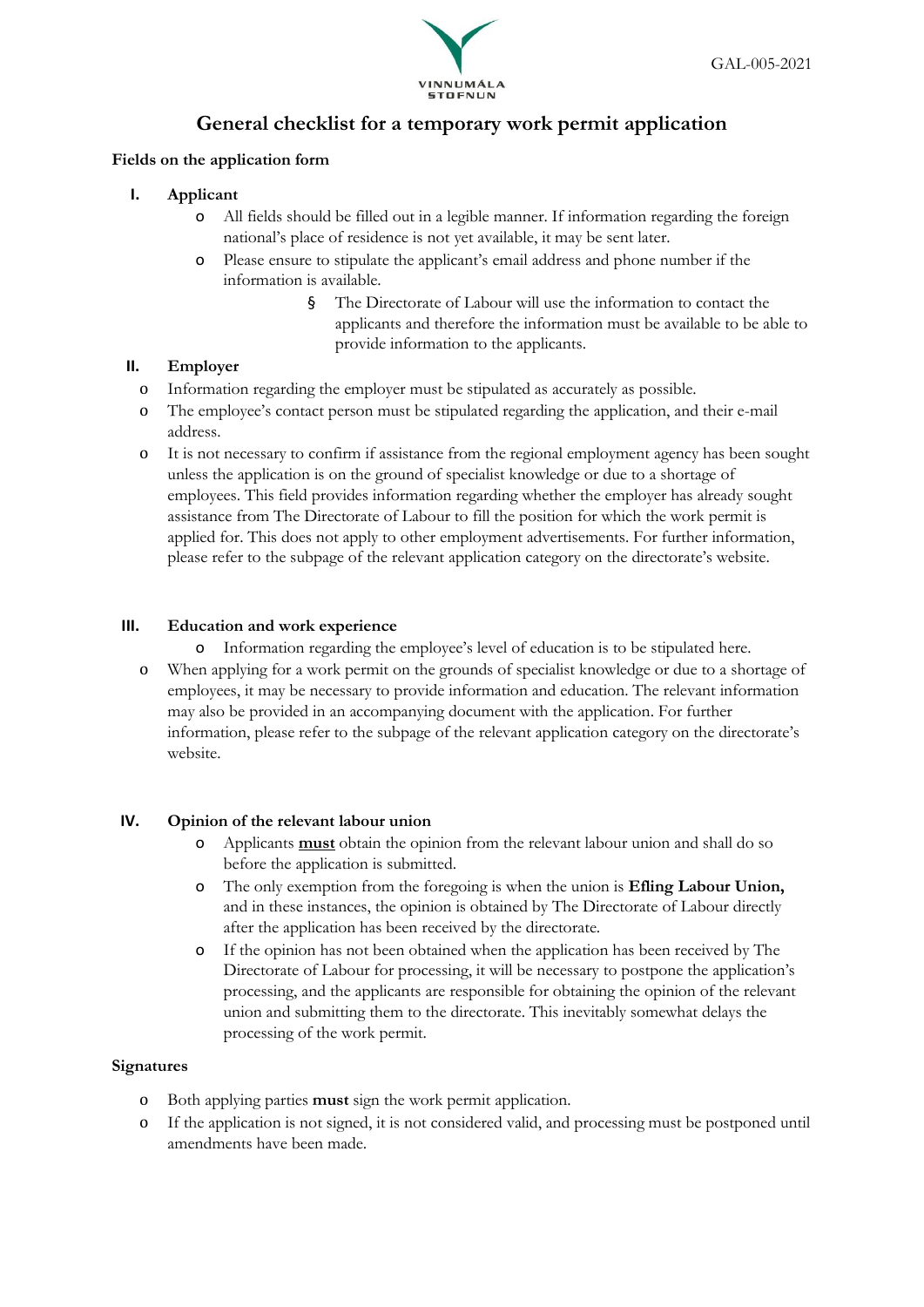# General checklist for a temporary work permit application

**Fields on the application form**

## I. Applicant

- All fields should be filled out in a legible manner. If information regarding the foreign national's place of residence is not yet available, it may be sent later.
- Please ensure to stipulate the applicant's email address and phone number if the information is available.
    - The Directorate of Labour will use the information to contact the applicants and therefore the information must be available to be able to provide information to the applicants.

## II. Employer

- Information regarding the employer must be stipulated as accurately as possible.
- The employee's contact person must be stipulated regarding the application, and their e-mail address.
- It is not necessary to confirm if assistance from the regional employment agency has been sought unless the application is on the ground of specialist knowledge or due to a shortage of employees. This field provides information regarding whether the employer has already sought assistance from The Directorate of Labour to fill the position for which the work permit is applied for. This does not apply to other employment advertisements. For further information, please refer to the subpage of the relevant application category on the directorate's website.

## III. Education and work experience

- Information regarding the employee's level of education is to be stipulated here.
- When applying for a work permit on the grounds of specialist knowledge or due to a shortage of employees, it may be necessary to provide information and education. The relevant information may also be provided in an accompanying document with the application. For further information, please refer to the subpage of the relevant application category on the directorate's website.

## IV. Opinion of the relevant labour union

- Applicants <u>**must**</u> obtain the opinion from the relevant labour union and shall do so before the application is submitted.
- The only exemption from the foregoing is when the union is **Efling Labour Union,** and in these instances, the opinion is obtained by The Directorate of Labour directly after the application has been received by the directorate.
- If the opinion has not been obtained when the application has been received by The Directorate of Labour for processing, it will be necessary to postpone the application's processing, and the applicants are responsible for obtaining the opinion of the relevant union and submitting them to the directorate. This inevitably somewhat delays the processing of the work permit.

**Signatures**

- Both applying parties **must** sign the work permit application.
- If the application is not signed, it is not considered valid, and processing must be postponed until amendments have been made.